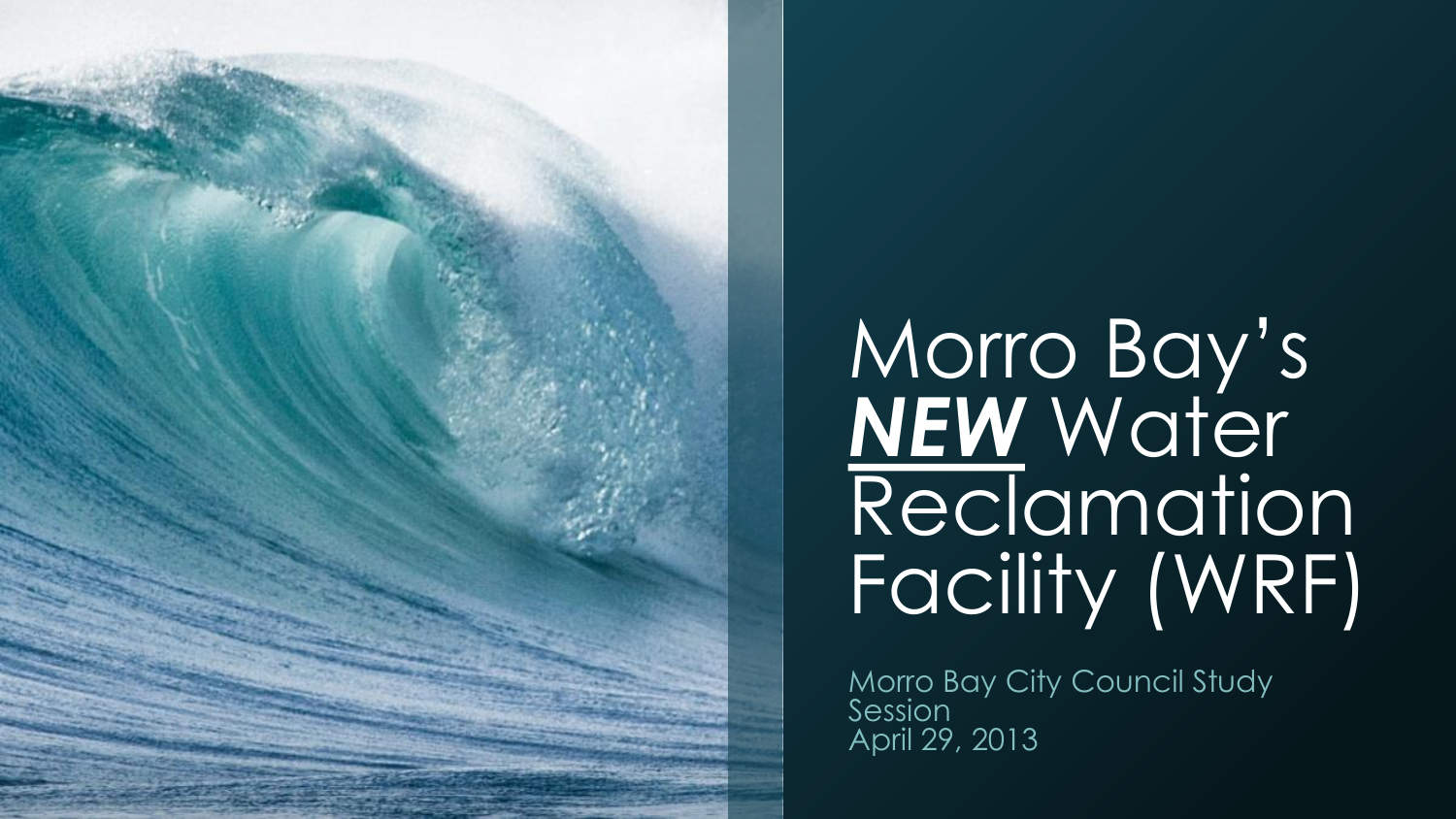# Morro Bay's ***<u>NEW</u>*** Water Reclamation Facility (WRF)

Morro Bay City Council Study Session
April 29, 2013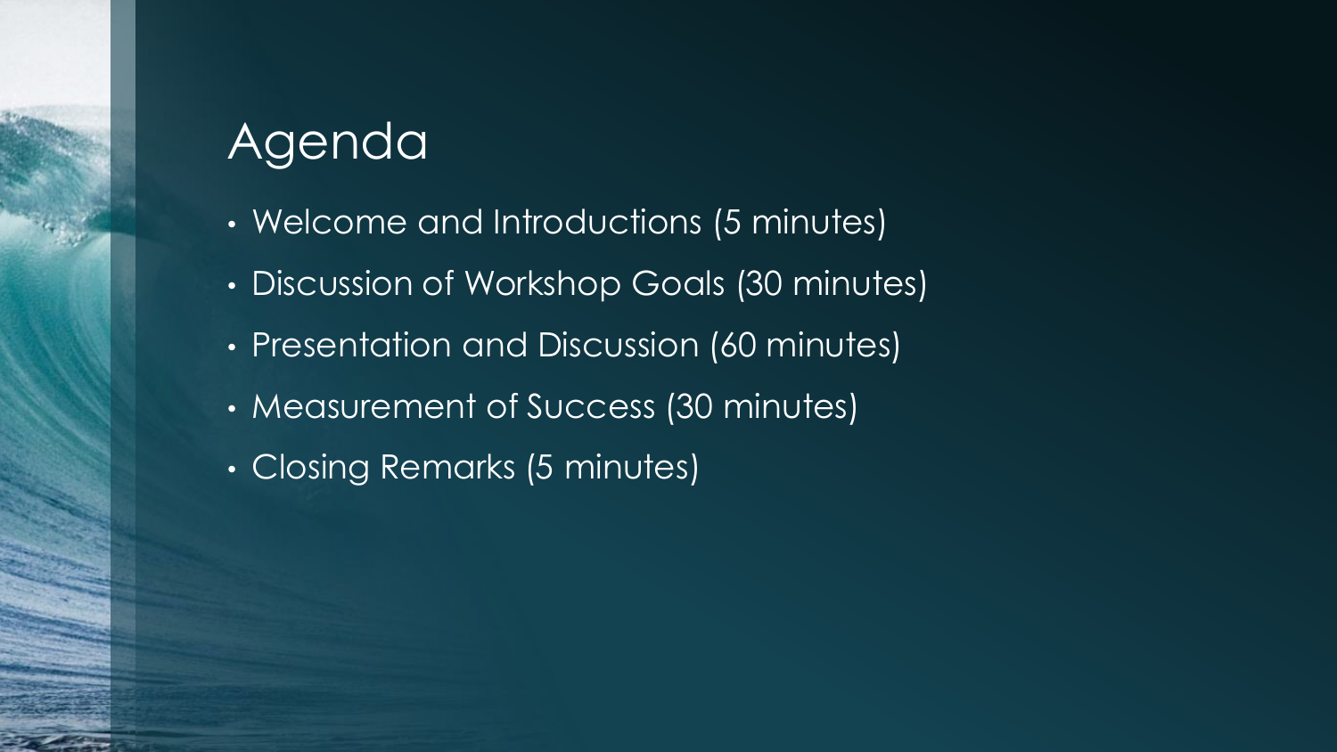# Agenda

- Welcome and Introductions (5 minutes)
- Discussion of Workshop Goals (30 minutes)
- Presentation and Discussion (60 minutes)
- Measurement of Success (30 minutes)
- Closing Remarks (5 minutes)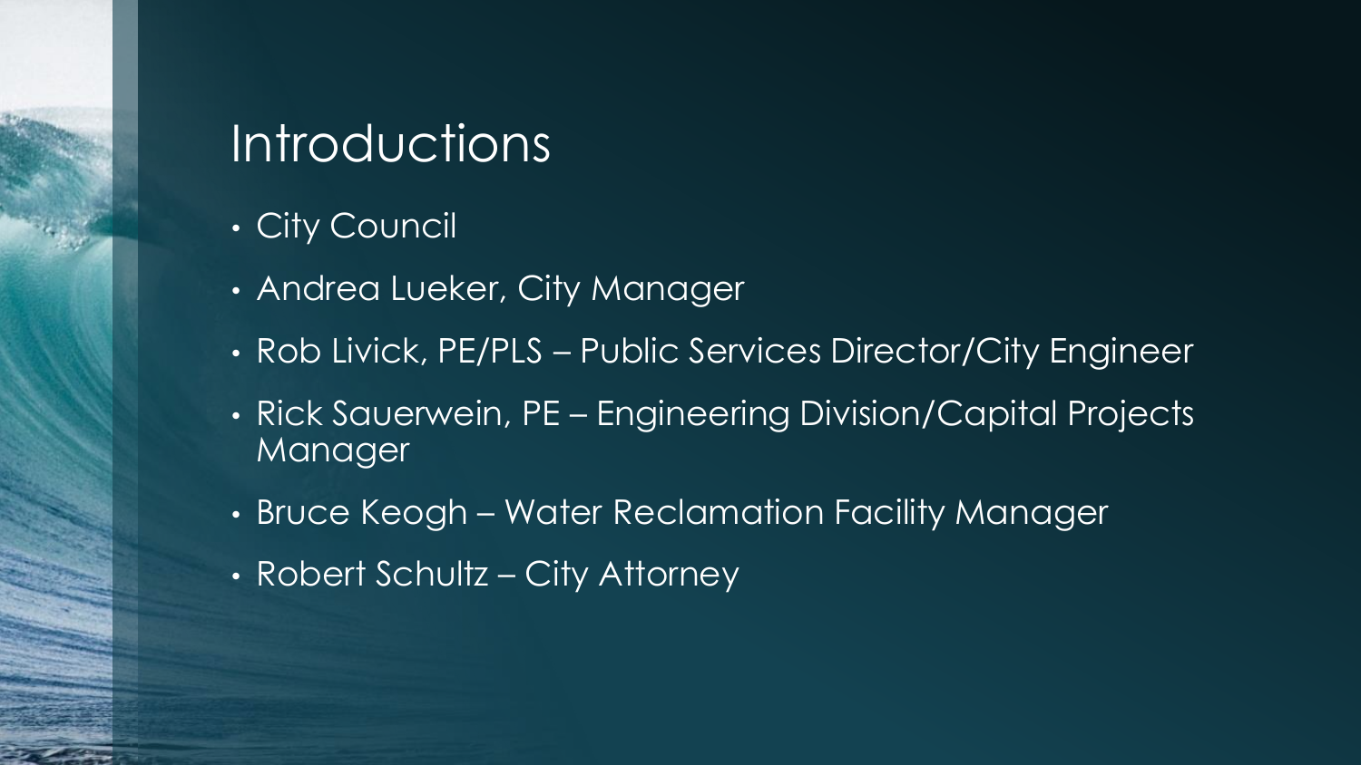# Introductions

- City Council
- Andrea Lueker, City Manager
- Rob Livick, PE/PLS – Public Services Director/City Engineer
- Rick Sauerwein, PE – Engineering Division/Capital Projects Manager
- Bruce Keogh – Water Reclamation Facility Manager
- Robert Schultz – City Attorney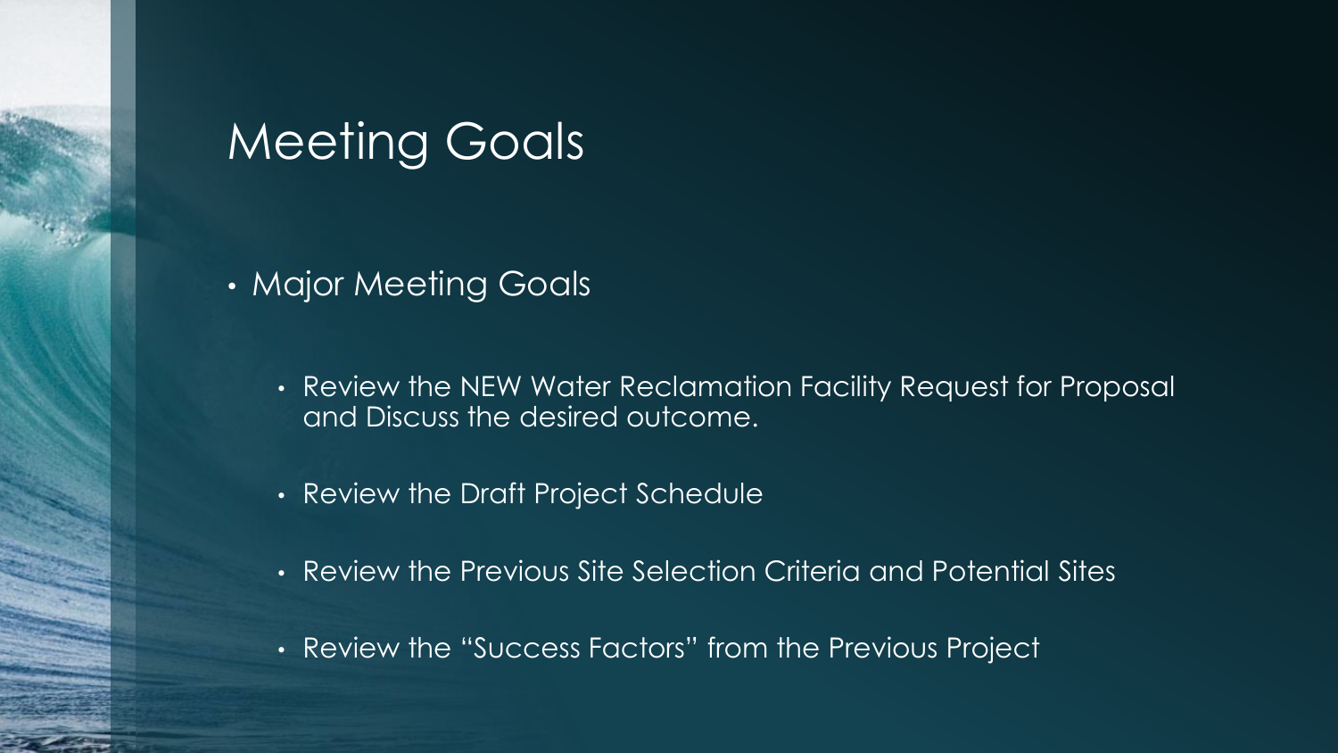# Meeting Goals

- Major Meeting Goals
  - Review the NEW Water Reclamation Facility Request for Proposal and Discuss the desired outcome.
  - Review the Draft Project Schedule
  - Review the Previous Site Selection Criteria and Potential Sites
  - Review the "Success Factors" from the Previous Project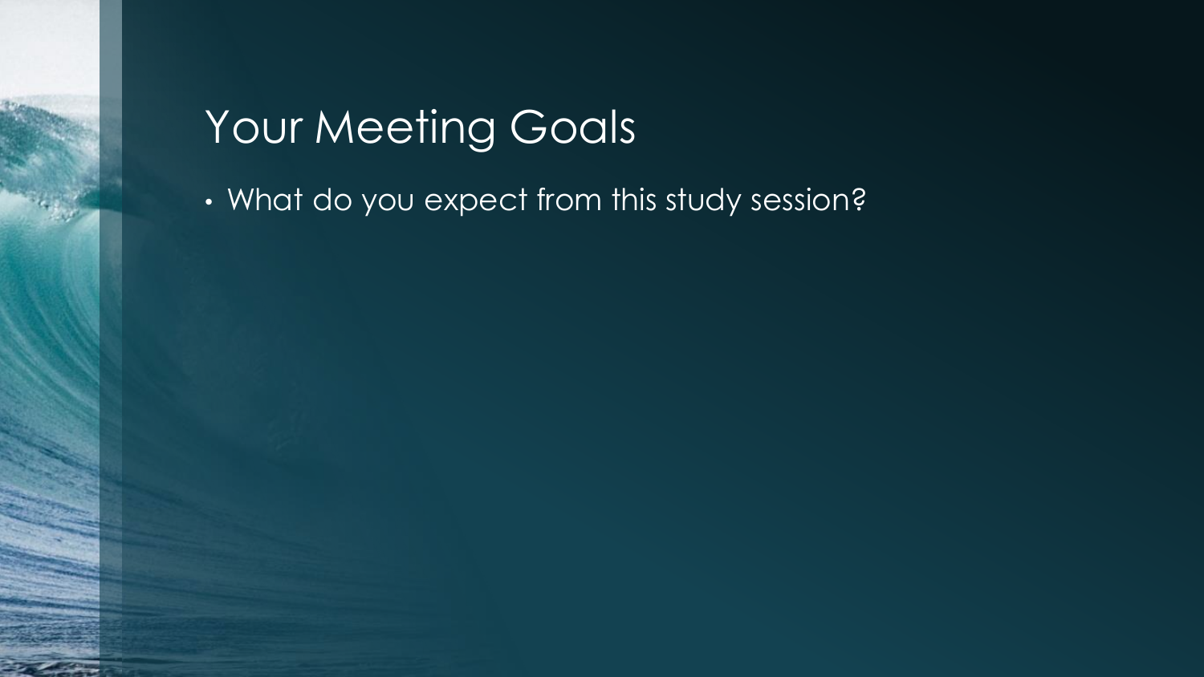# Your Meeting Goals

- What do you expect from this study session?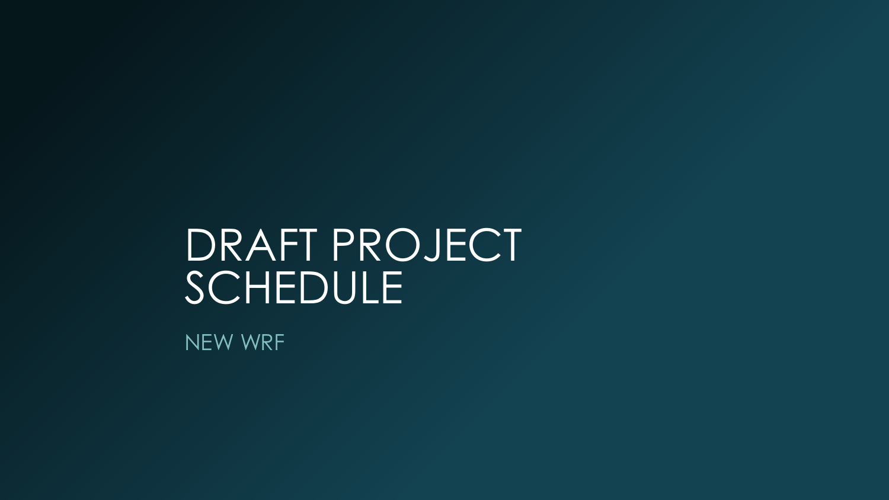# DRAFT PROJECT SCHEDULE

NEW WRF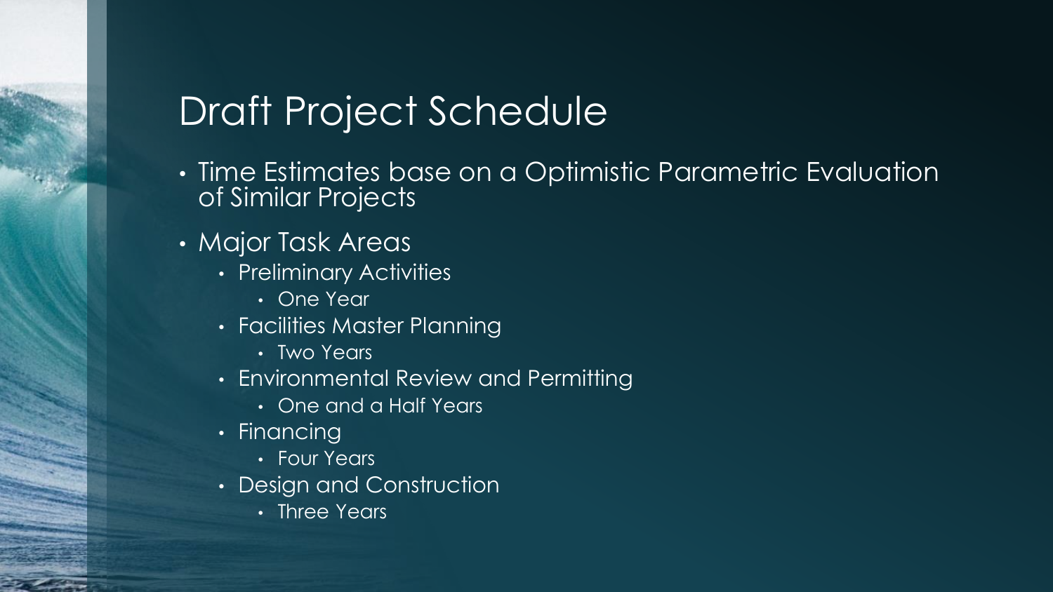# Draft Project Schedule

- Time Estimates base on a Optimistic Parametric Evaluation of Similar Projects
- Major Task Areas
  - Preliminary Activities
    - One Year
  - Facilities Master Planning
    - Two Years
  - Environmental Review and Permitting
    - One and a Half Years
  - Financing
    - Four Years
  - Design and Construction
    - Three Years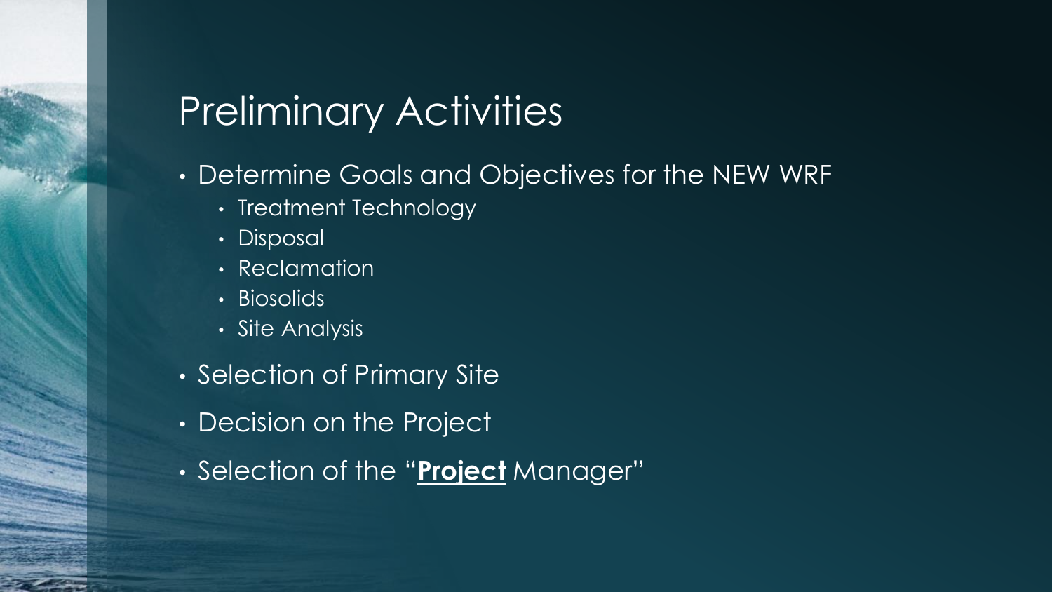# Preliminary Activities

- Determine Goals and Objectives for the NEW WRF
  - Treatment Technology
  - Disposal
  - Reclamation
  - Biosolids
  - Site Analysis
- Selection of Primary Site
- Decision on the Project
- Selection of the "**<u>Project</u>** Manager"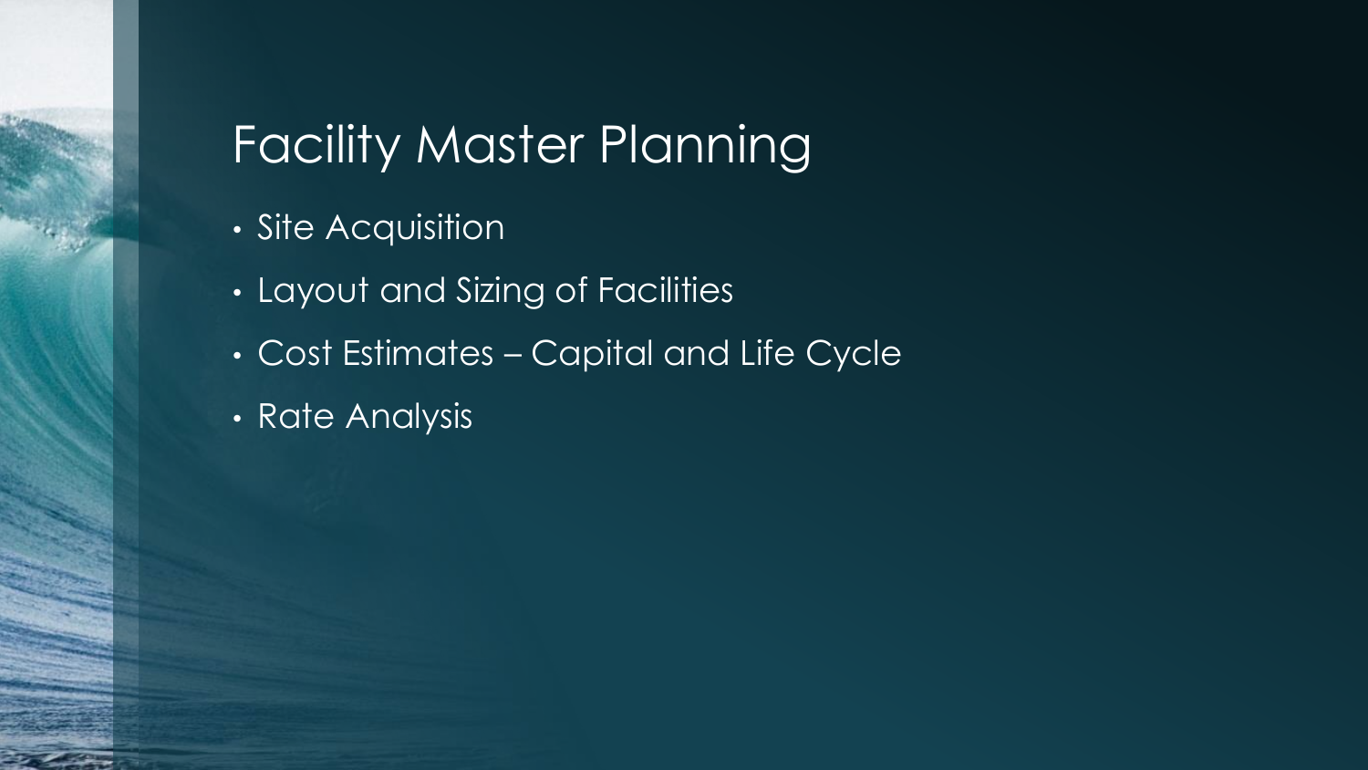# Facility Master Planning

- Site Acquisition
- Layout and Sizing of Facilities
- Cost Estimates – Capital and Life Cycle
- Rate Analysis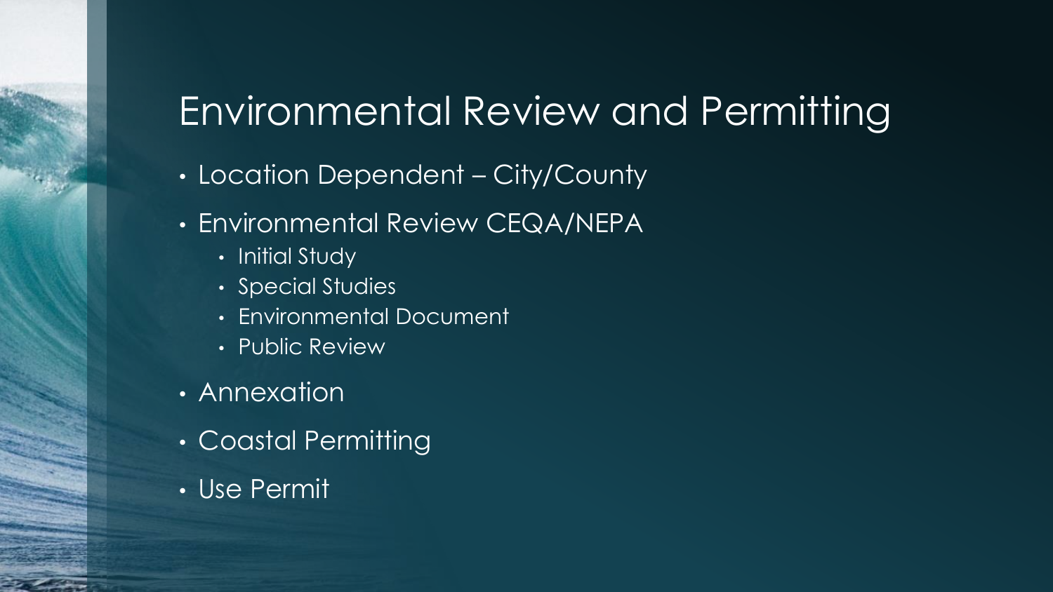# Environmental Review and Permitting

- Location Dependent – City/County
- Environmental Review CEQA/NEPA
  - Initial Study
  - Special Studies
  - Environmental Document
  - Public Review
- Annexation
- Coastal Permitting
- Use Permit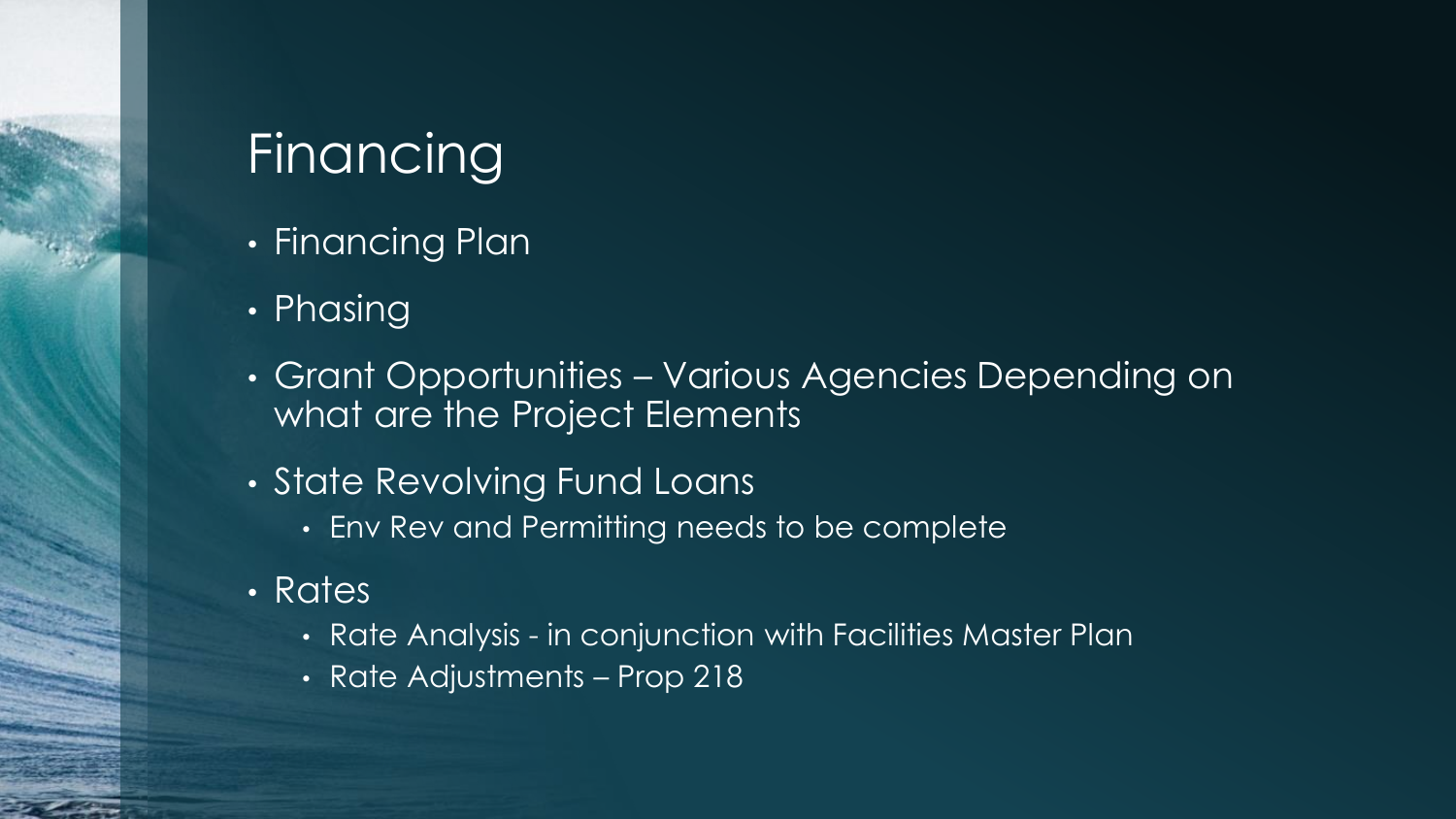# Financing

- Financing Plan
- Phasing
- Grant Opportunities – Various Agencies Depending on what are the Project Elements
- State Revolving Fund Loans
  - Env Rev and Permitting needs to be complete
- Rates
  - Rate Analysis - in conjunction with Facilities Master Plan
  - Rate Adjustments – Prop 218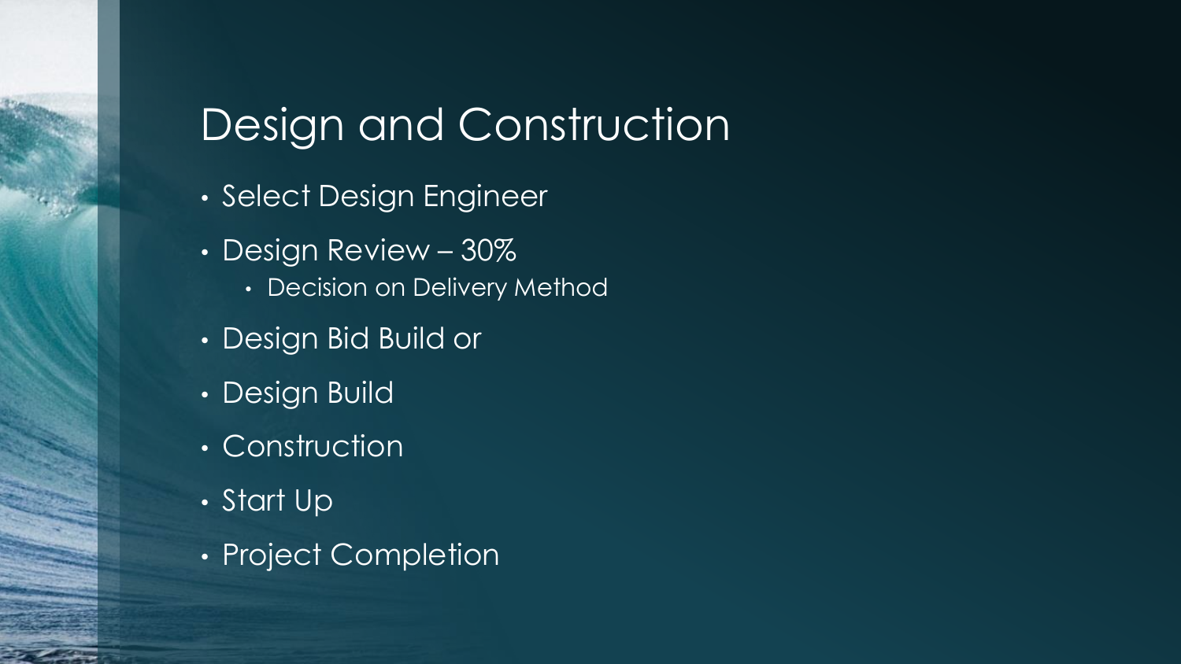# Design and Construction

- Select Design Engineer
- Design Review – 30%
    - Decision on Delivery Method
- Design Bid Build or
- Design Build
- Construction
- Start Up
- Project Completion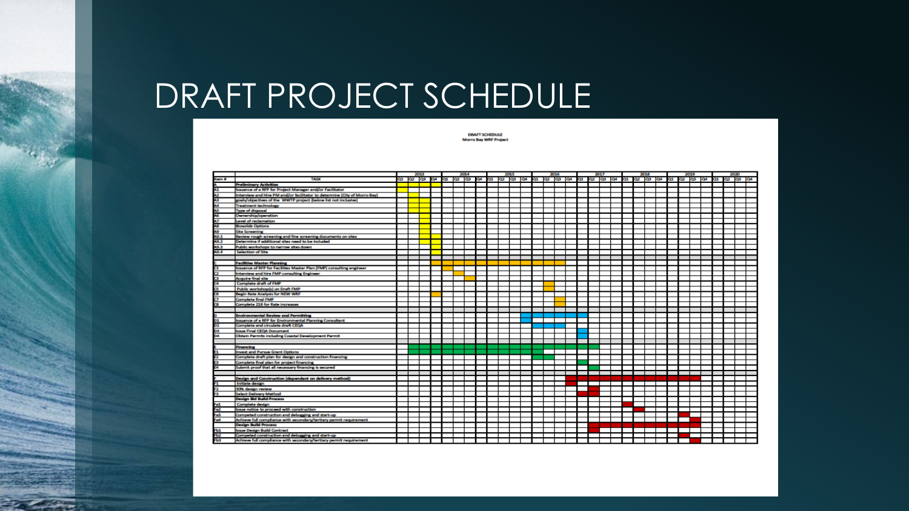# DRAFT PROJECT SCHEDULE

**DRAFT SCHEDULE**
**Morro Bay WRF Project**

| Item # | TASK |
|---|---|
| A | **Preliminary Activities** |
| A1 | Issuance of a RFP for Project Manager and/or Facilitator |
| A2 | Interview and Hire PM and/or facilitator to determine (City of Morro Bay) |
| A3 | goals/objectives of the WWTP project (below list not inclusive) |
| A4 | Treatment technology |
| A5 | Type of disposal |
| A6 | Ownership/operation |
| A7 | Level of reclamation |
| A8 | Biosolids Options |
| A9 | Site Screening |
| A9.1 | Review rough screening and fine screening documents on sites |
| A9.2 | Determine if additional sites need to be included |
| A9.3 | Public workshops to narrow sites down |
| A9.4 | Selection of Site |
| C | **Facilities Master Planning** |
| C1 | Issuance of RFP for Facilities Master Plan (FMP) consulting engineer |
| C2 | Interview and hire FMP consulting Engineer |
| C3 | Acquire final site |
| C4 | Complete draft of FMP |
| C5 | Public workshop(s) on Draft FMP |
| C6 | Begin Rate Analysis for NEW WRF |
| C7 | Complete final FMP |
| C8 | Complete 218 for Rate increases |
| D | **Environmental Review and Permitting** |
| D1 | Issuance of a RFP for Environmental Planning Consultant |
| D2 | Complete and circulate draft CEQA |
| D3 | Issue Final CEQA Document |
| D4 | Obtain Permits including Coastal Development Permit |
| E | **Financing** |
| E1 | Invest and Pursue Grant Options |
| E2 | Complete draft plan for design and construction financing |
| E3 | Complete final plan for project financing |
| E4 | Submit proof that all necessary financing is secured |
| F | **Design and Construction (dependant on delivery method)** |
| F1 | Initiate design |
| F2 | 30% design review |
| F3 | Select Delivery Method |
| | **Design Bid Build Process** |
| Fa1 | Complete design |
| Fa2 | Issue notice to proceed with construction |
| Fa3 | Competed construction and debugging and start-up |
| Fa4 | Achieve full compliance with secondary/tertiary permit requirement |
| | **Design Build Process** |
| Fb1 | Issue Design Build Contract |
| Fb2 | Competed construction and debugging and start-up |
| Fb3 | Achieve full compliance with secondary/tertiary permit requirement |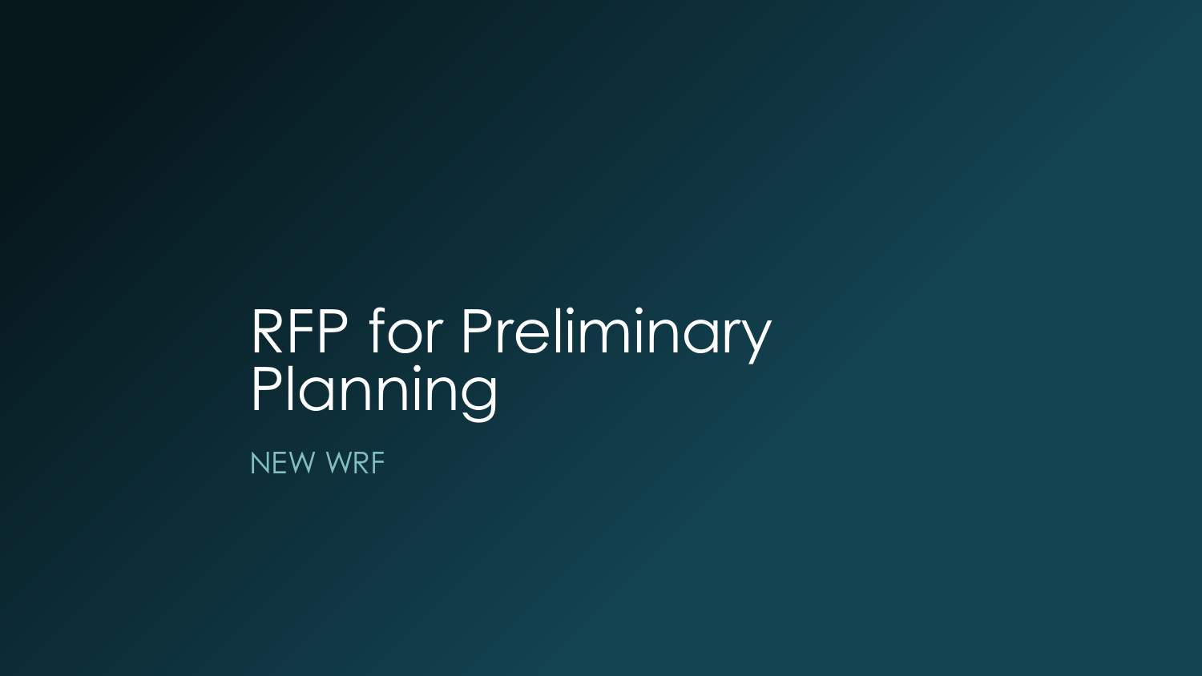# RFP for Preliminary Planning

NEW WRF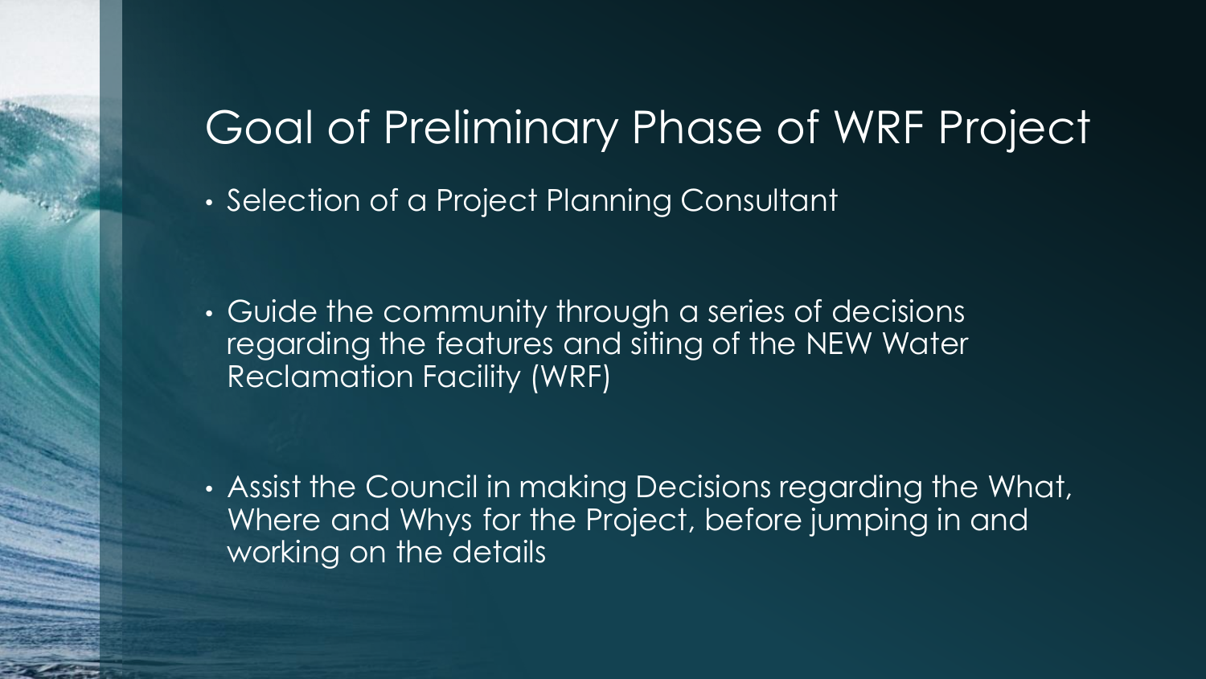# Goal of Preliminary Phase of WRF Project

- Selection of a Project Planning Consultant
- Guide the community through a series of decisions regarding the features and siting of the NEW Water Reclamation Facility (WRF)
- Assist the Council in making Decisions regarding the What, Where and Whys for the Project, before jumping in and working on the details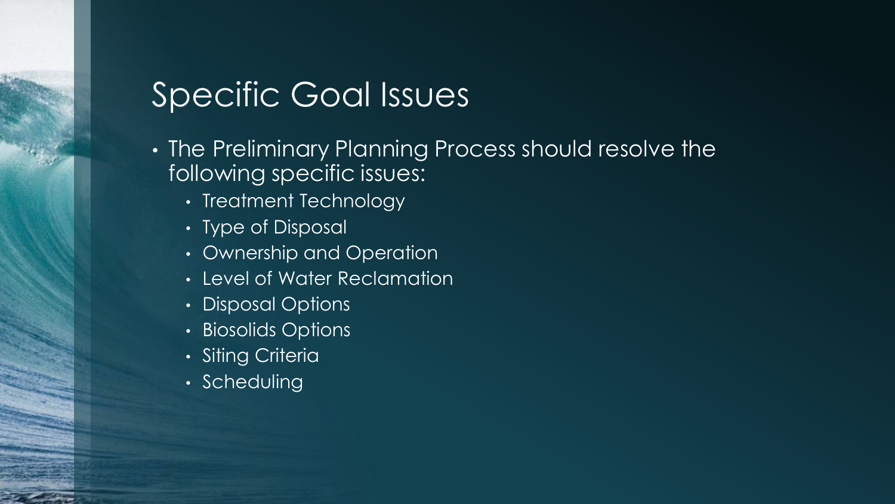# Specific Goal Issues

- The Preliminary Planning Process should resolve the following specific issues:
  - Treatment Technology
  - Type of Disposal
  - Ownership and Operation
  - Level of Water Reclamation
  - Disposal Options
  - Biosolids Options
  - Siting Criteria
  - Scheduling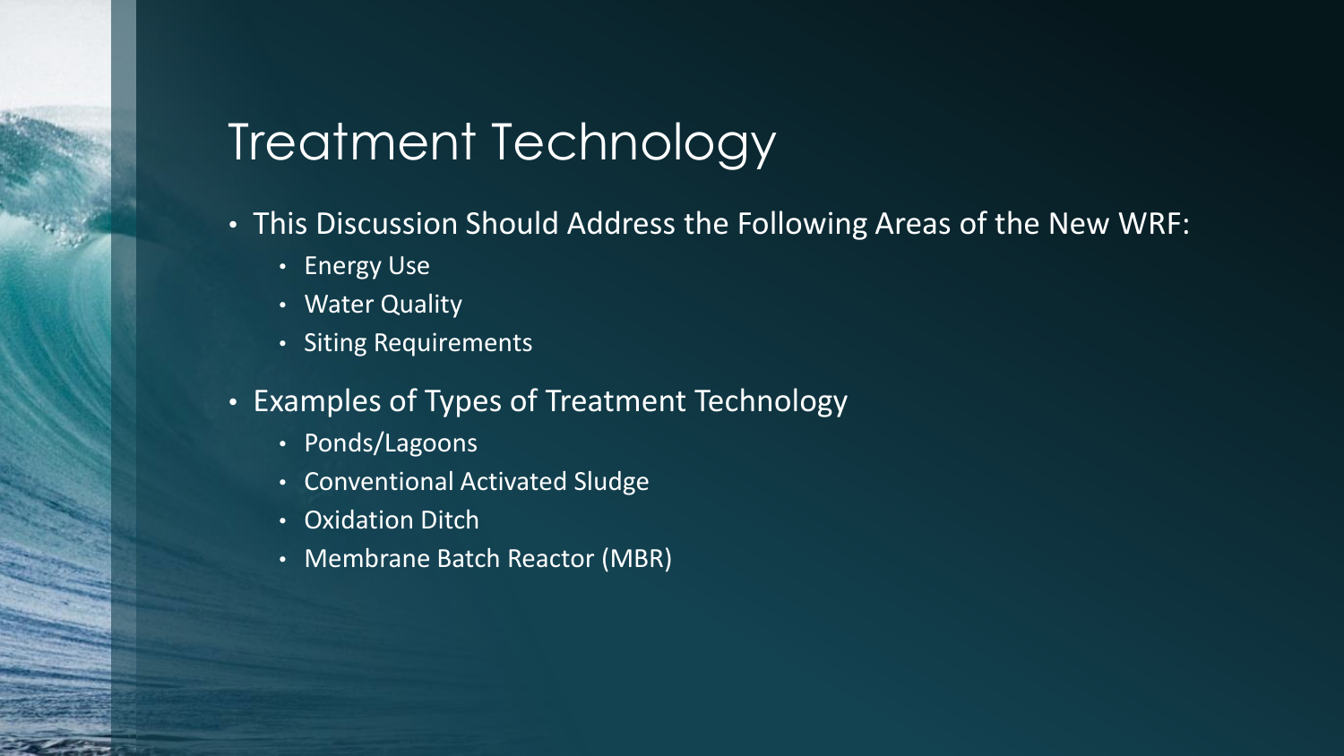# Treatment Technology

- This Discussion Should Address the Following Areas of the New WRF:
  - Energy Use
  - Water Quality
  - Siting Requirements
- Examples of Types of Treatment Technology
  - Ponds/Lagoons
  - Conventional Activated Sludge
  - Oxidation Ditch
  - Membrane Batch Reactor (MBR)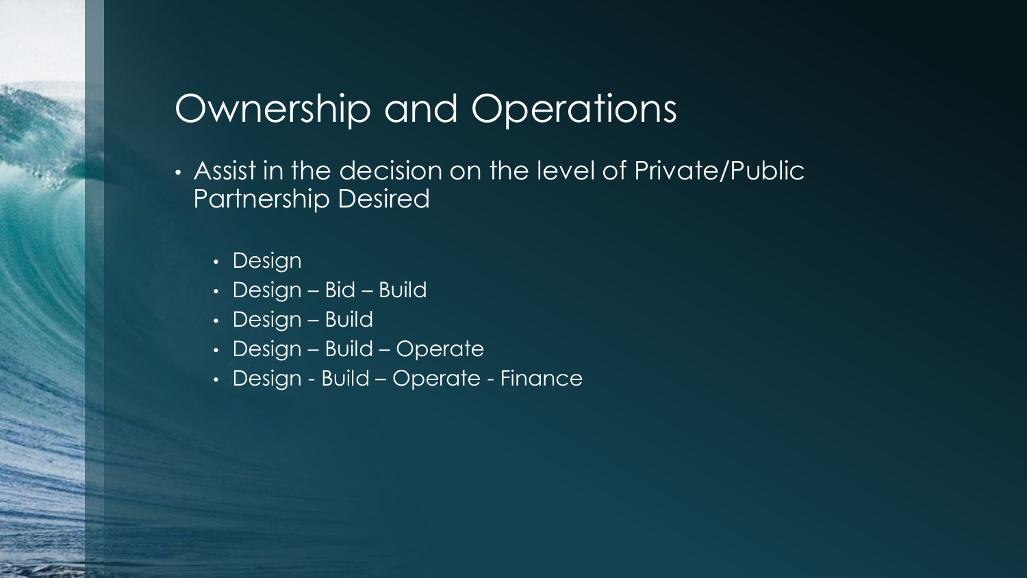# Ownership and Operations

- Assist in the decision on the level of Private/Public Partnership Desired
  - Design
  - Design – Bid – Build
  - Design – Build
  - Design – Build – Operate
  - Design - Build – Operate - Finance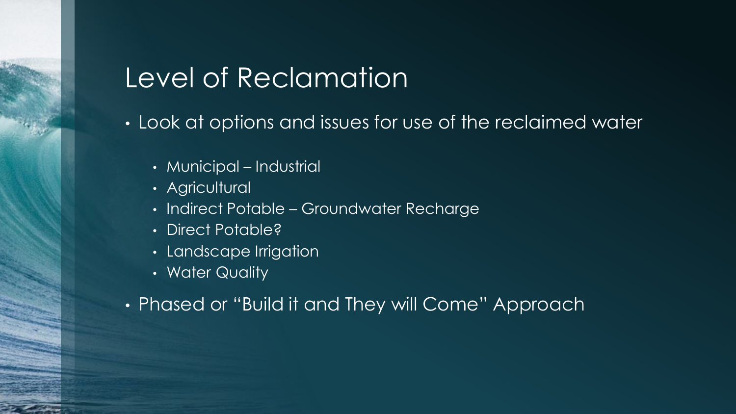# Level of Reclamation

- Look at options and issues for use of the reclaimed water
  - Municipal – Industrial
  - Agricultural
  - Indirect Potable – Groundwater Recharge
  - Direct Potable?
  - Landscape Irrigation
  - Water Quality
- Phased or "Build it and They will Come" Approach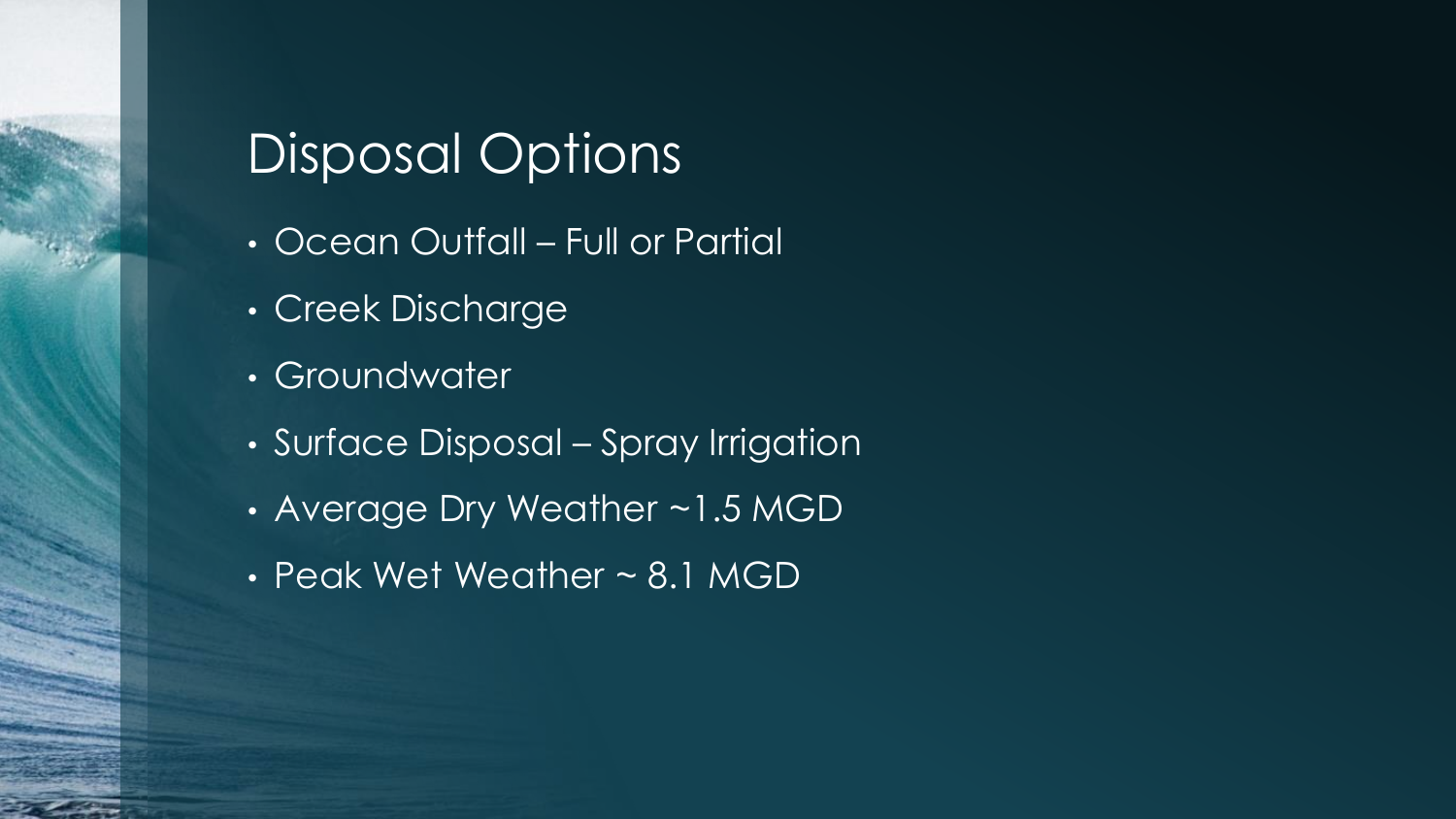# Disposal Options

- Ocean Outfall – Full or Partial
- Creek Discharge
- Groundwater
- Surface Disposal – Spray Irrigation
- Average Dry Weather ~1.5 MGD
- Peak Wet Weather ~ 8.1 MGD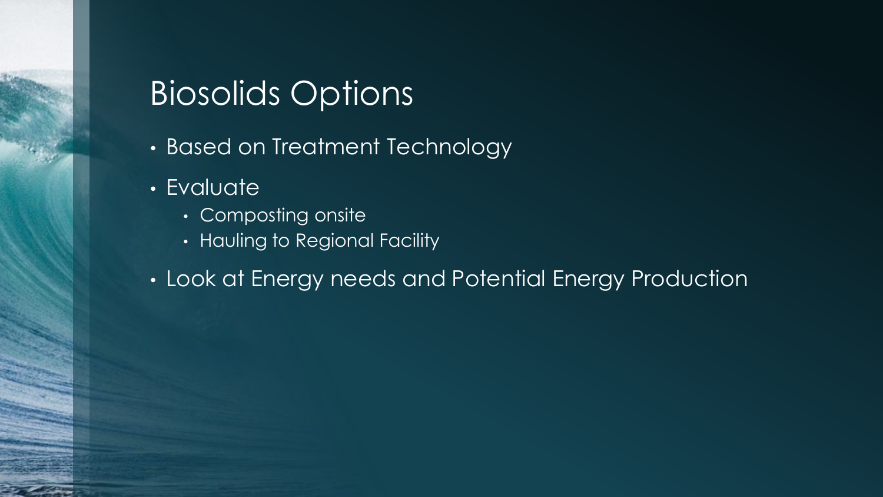# Biosolids Options

- Based on Treatment Technology
- Evaluate
  - Composting onsite
  - Hauling to Regional Facility
- Look at Energy needs and Potential Energy Production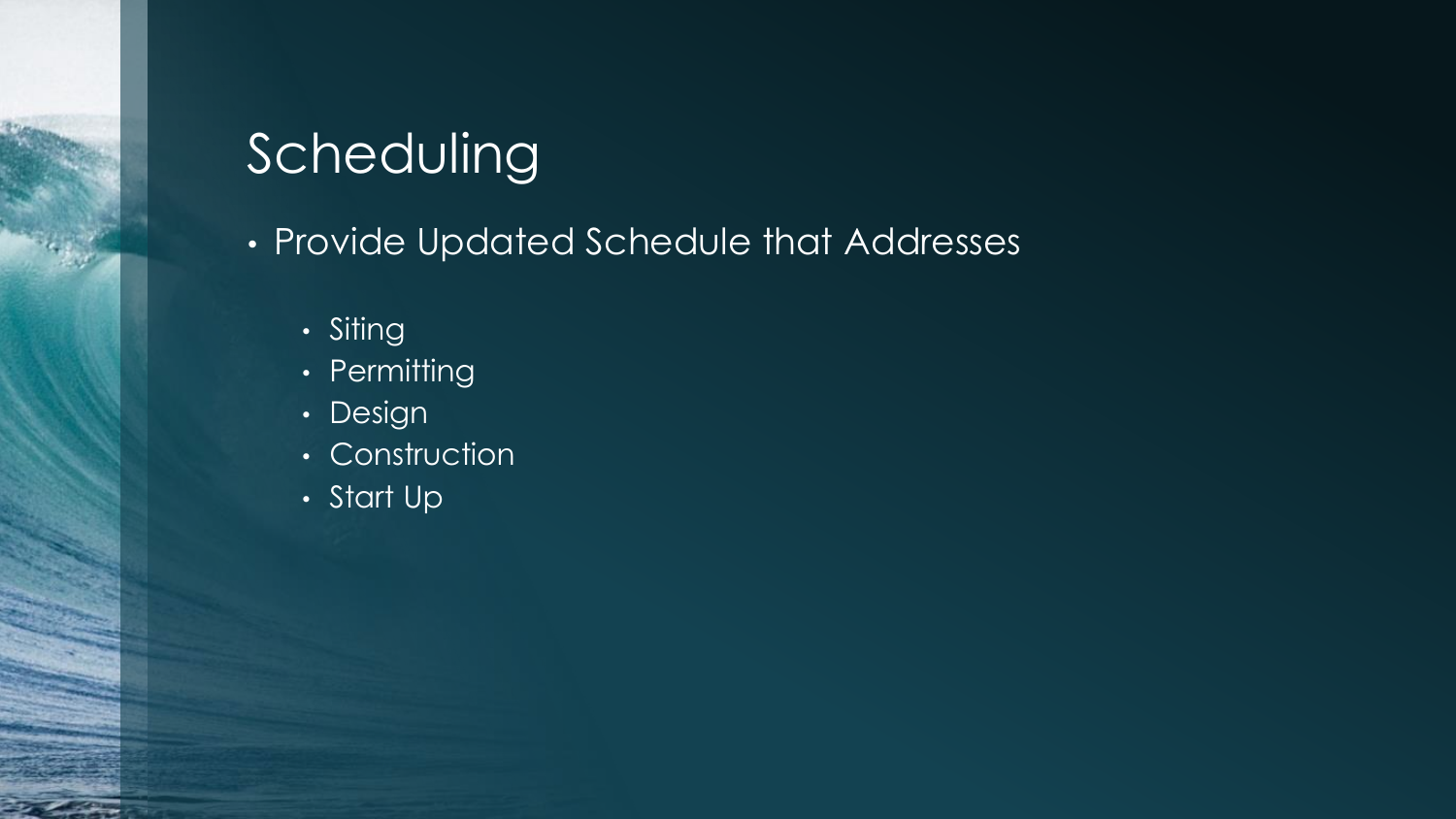# Scheduling

- Provide Updated Schedule that Addresses
  - Siting
  - Permitting
  - Design
  - Construction
  - Start Up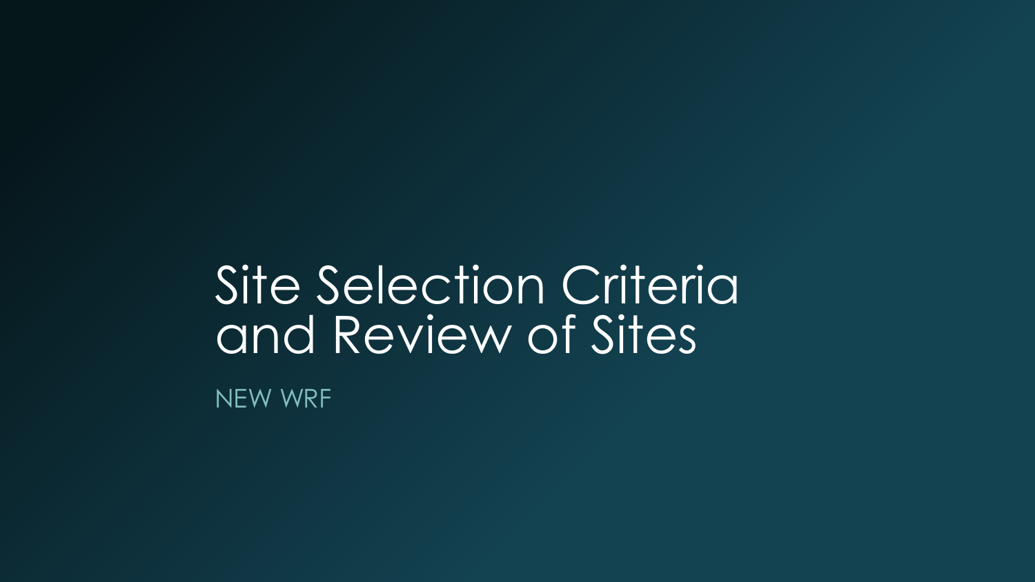# Site Selection Criteria and Review of Sites

NEW WRF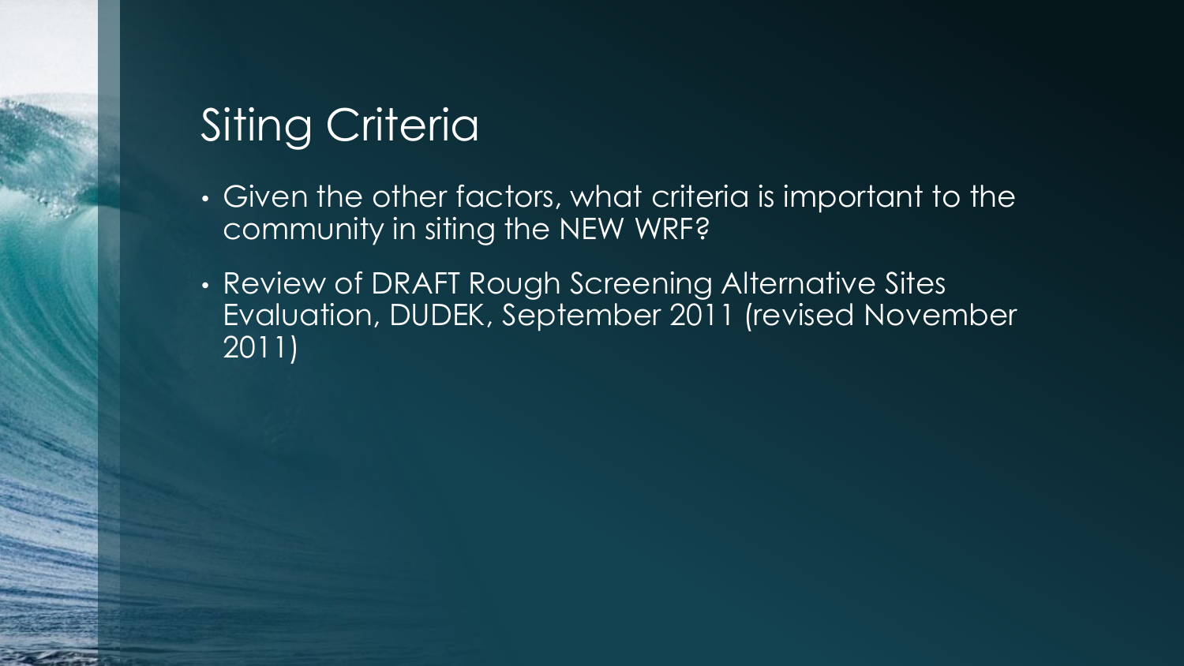# Siting Criteria

- Given the other factors, what criteria is important to the community in siting the NEW WRF?
- Review of DRAFT Rough Screening Alternative Sites Evaluation, DUDEK, September 2011 (revised November 2011)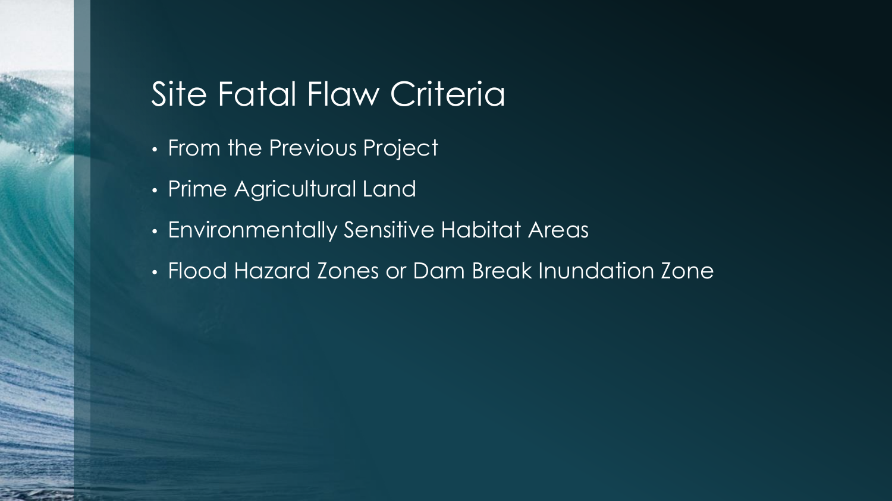# Site Fatal Flaw Criteria

- From the Previous Project
- Prime Agricultural Land
- Environmentally Sensitive Habitat Areas
- Flood Hazard Zones or Dam Break Inundation Zone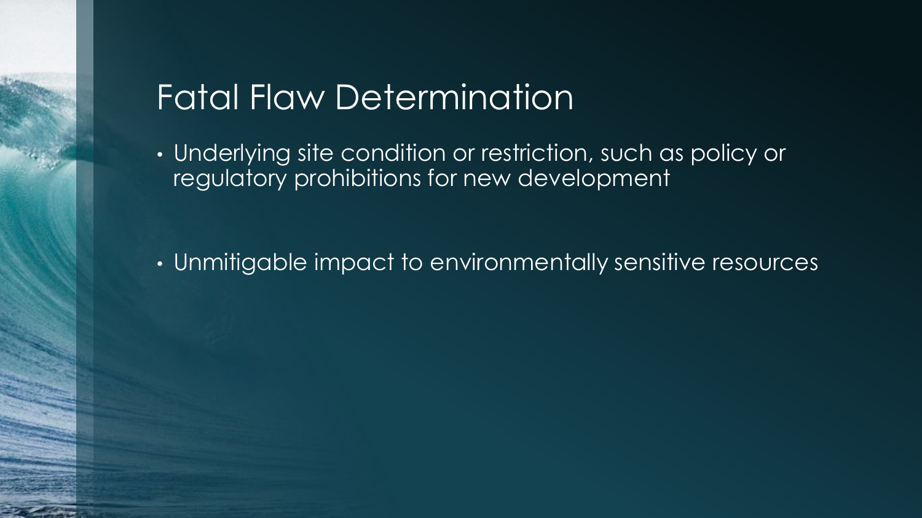# Fatal Flaw Determination

- Underlying site condition or restriction, such as policy or regulatory prohibitions for new development
- Unmitigable impact to environmentally sensitive resources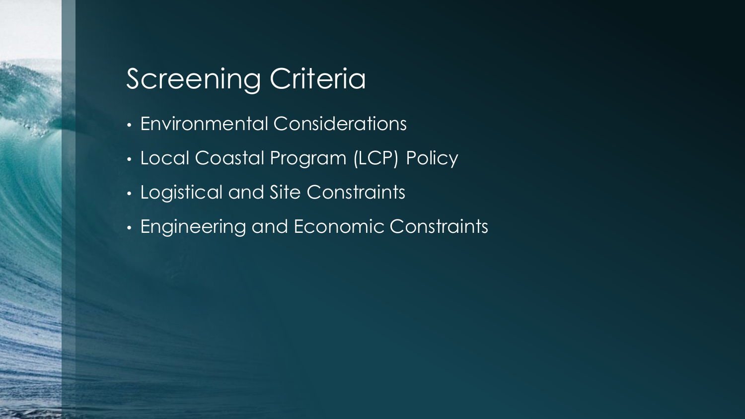# Screening Criteria

- Environmental Considerations
- Local Coastal Program (LCP) Policy
- Logistical and Site Constraints
- Engineering and Economic Constraints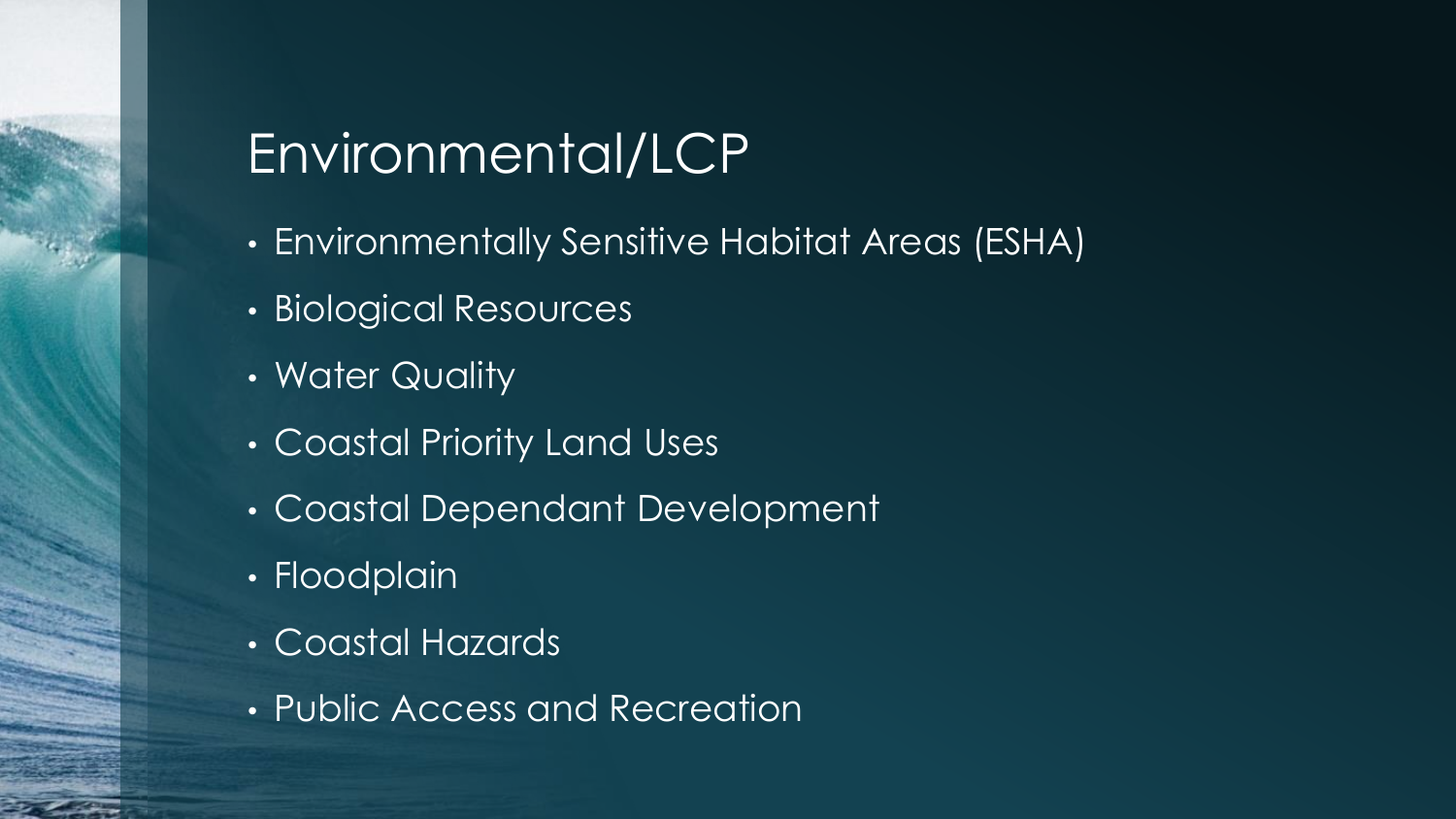# Environmental/LCP

- Environmentally Sensitive Habitat Areas (ESHA)
- Biological Resources
- Water Quality
- Coastal Priority Land Uses
- Coastal Dependant Development
- Floodplain
- Coastal Hazards
- Public Access and Recreation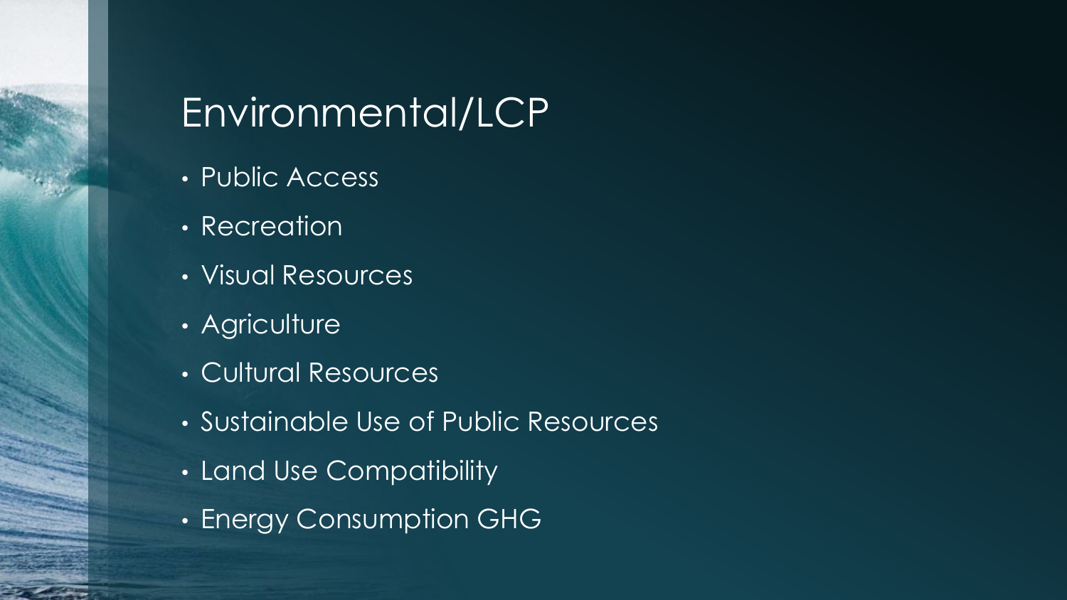# Environmental/LCP

- Public Access
- Recreation
- Visual Resources
- Agriculture
- Cultural Resources
- Sustainable Use of Public Resources
- Land Use Compatibility
- Energy Consumption GHG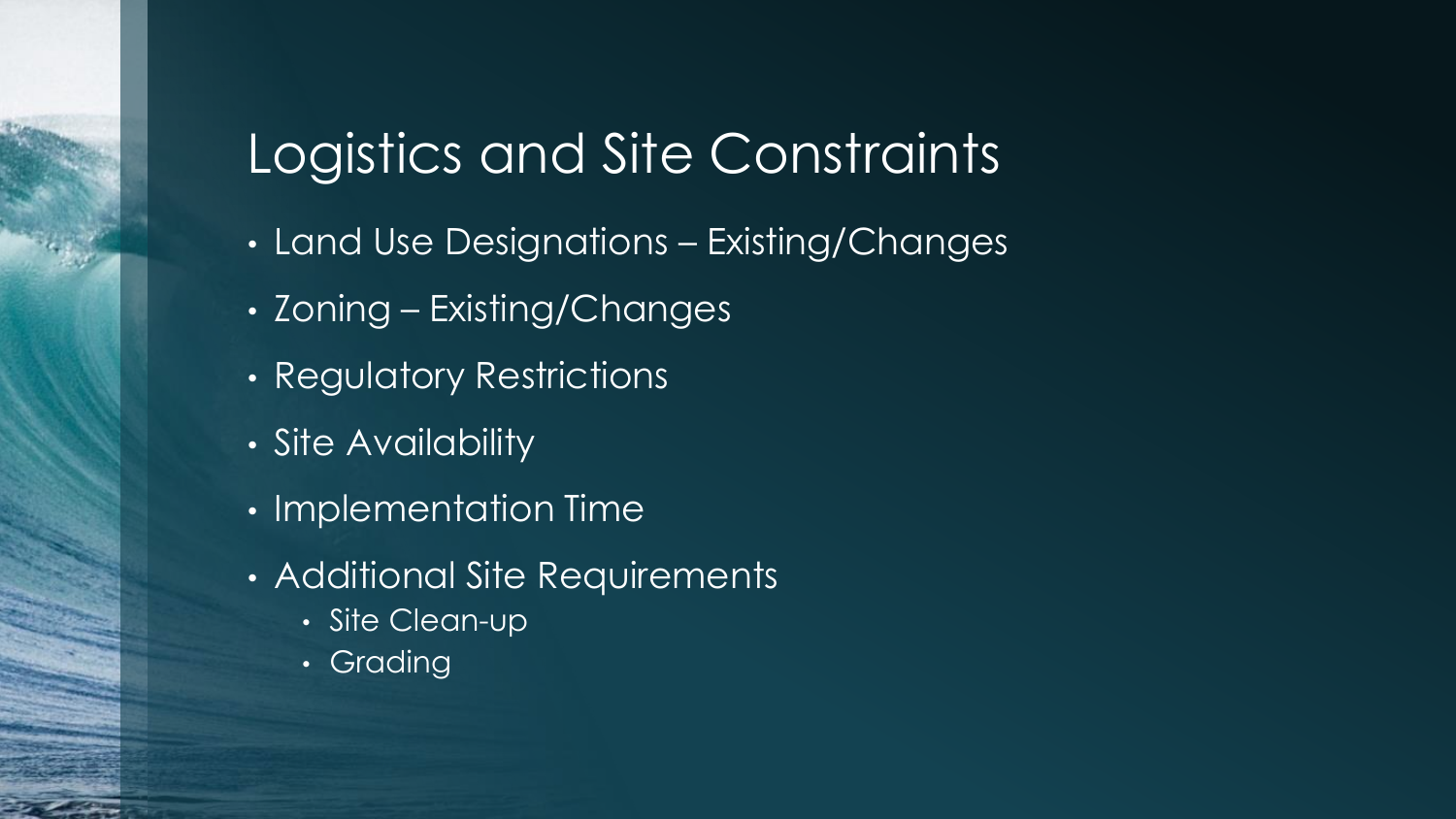# Logistics and Site Constraints

- Land Use Designations – Existing/Changes
- Zoning – Existing/Changes
- Regulatory Restrictions
- Site Availability
- Implementation Time
- Additional Site Requirements
  - Site Clean-up
  - Grading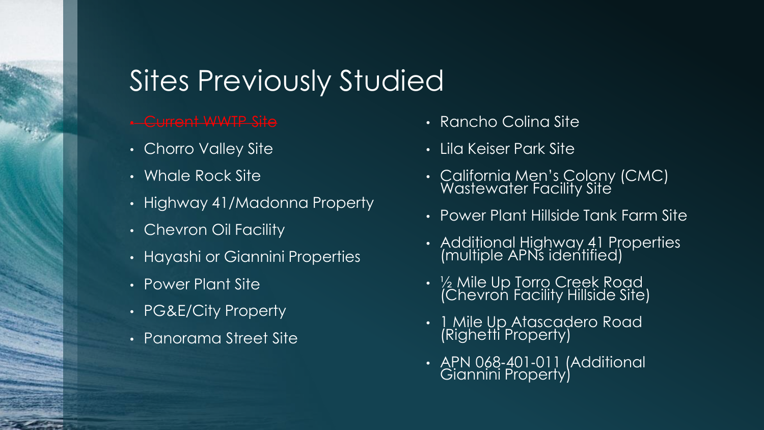# Sites Previously Studied

- ~~Current WWTP Site~~
- Chorro Valley Site
- Whale Rock Site
- Highway 41/Madonna Property
- Chevron Oil Facility
- Hayashi or Giannini Properties
- Power Plant Site
- PG&E/City Property
- Panorama Street Site
- Rancho Colina Site
- Lila Keiser Park Site
- California Men's Colony (CMC) Wastewater Facility Site
- Power Plant Hillside Tank Farm Site
- Additional Highway 41 Properties (multiple APNs identified)
- ½ Mile Up Torro Creek Road (Chevron Facility Hillside Site)
- 1 Mile Up Atascadero Road (Righetti Property)
- APN 068-401-011 (Additional Giannini Property)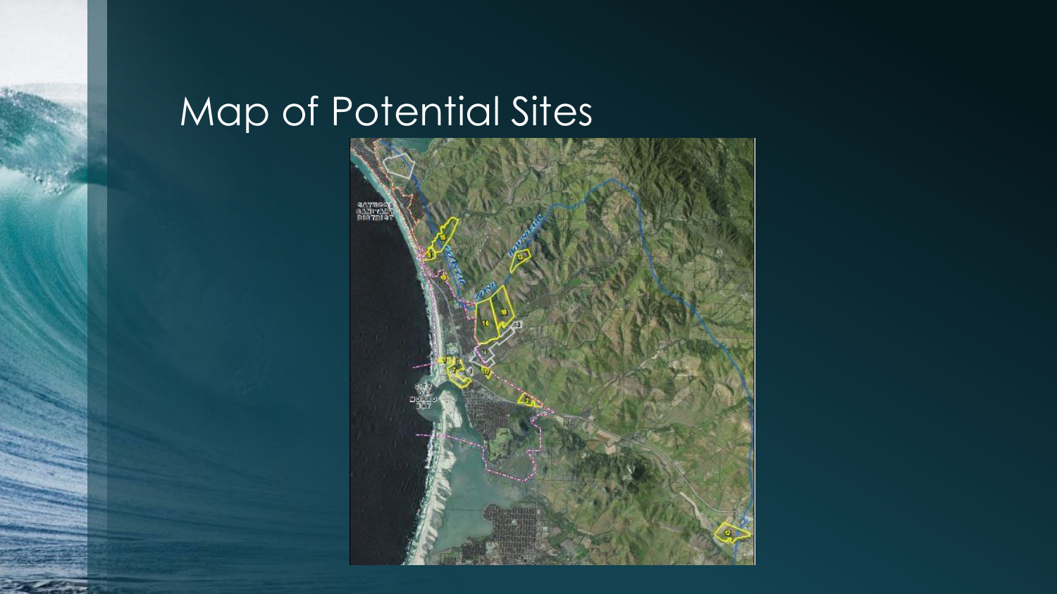# Map of Potential Sites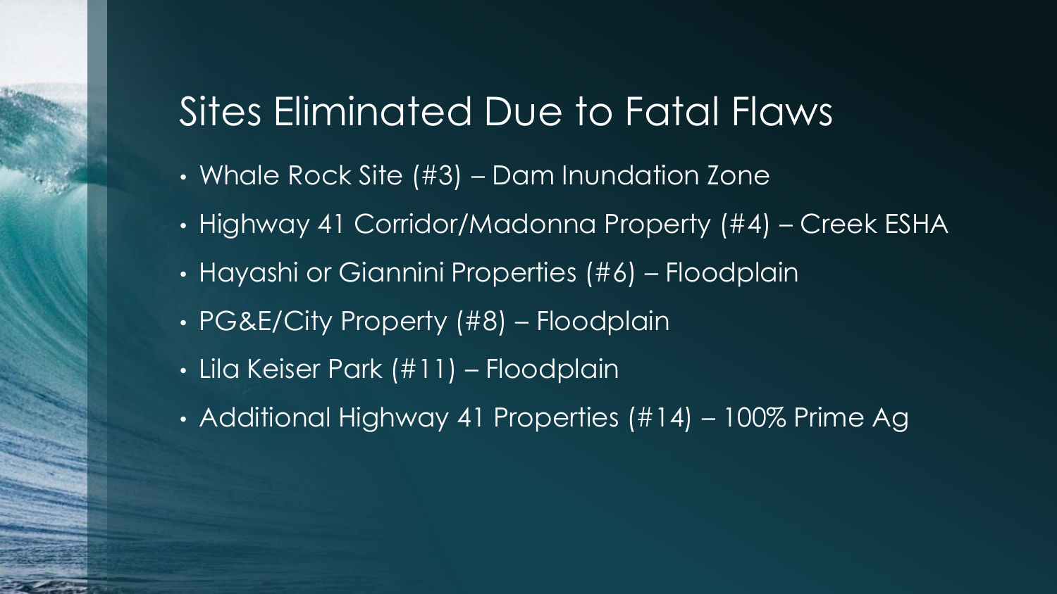## Sites Eliminated Due to Fatal Flaws

- Whale Rock Site (#3) – Dam Inundation Zone
- Highway 41 Corridor/Madonna Property (#4) – Creek ESHA
- Hayashi or Giannini Properties (#6) – Floodplain
- PG&E/City Property (#8) – Floodplain
- Lila Keiser Park (#11) – Floodplain
- Additional Highway 41 Properties (#14) – 100% Prime Ag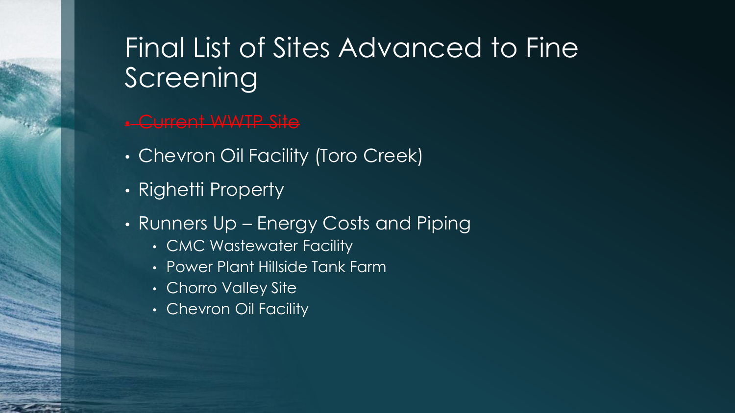# Final List of Sites Advanced to Fine Screening

- ~~Current WWTP Site~~
- Chevron Oil Facility (Toro Creek)
- Righetti Property
- Runners Up – Energy Costs and Piping
  - CMC Wastewater Facility
  - Power Plant Hillside Tank Farm
  - Chorro Valley Site
  - Chevron Oil Facility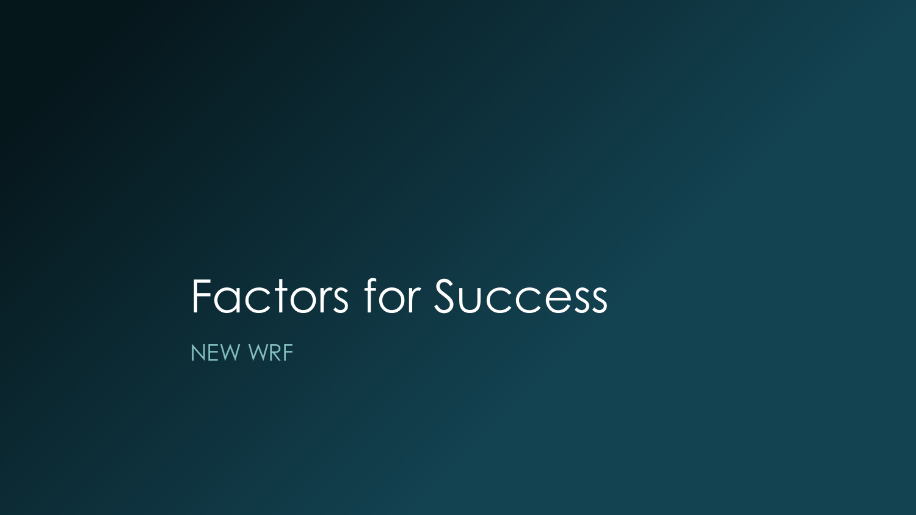# Factors for Success

NEW WRF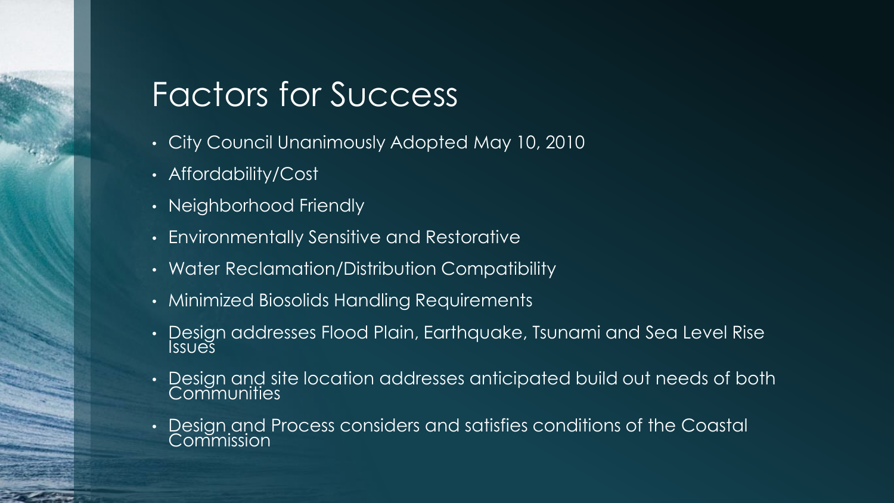# Factors for Success

- City Council Unanimously Adopted May 10, 2010
- Affordability/Cost
- Neighborhood Friendly
- Environmentally Sensitive and Restorative
- Water Reclamation/Distribution Compatibility
- Minimized Biosolids Handling Requirements
- Design addresses Flood Plain, Earthquake, Tsunami and Sea Level Rise Issues
- Design and site location addresses anticipated build out needs of both Communities
- Design and Process considers and satisfies conditions of the Coastal Commission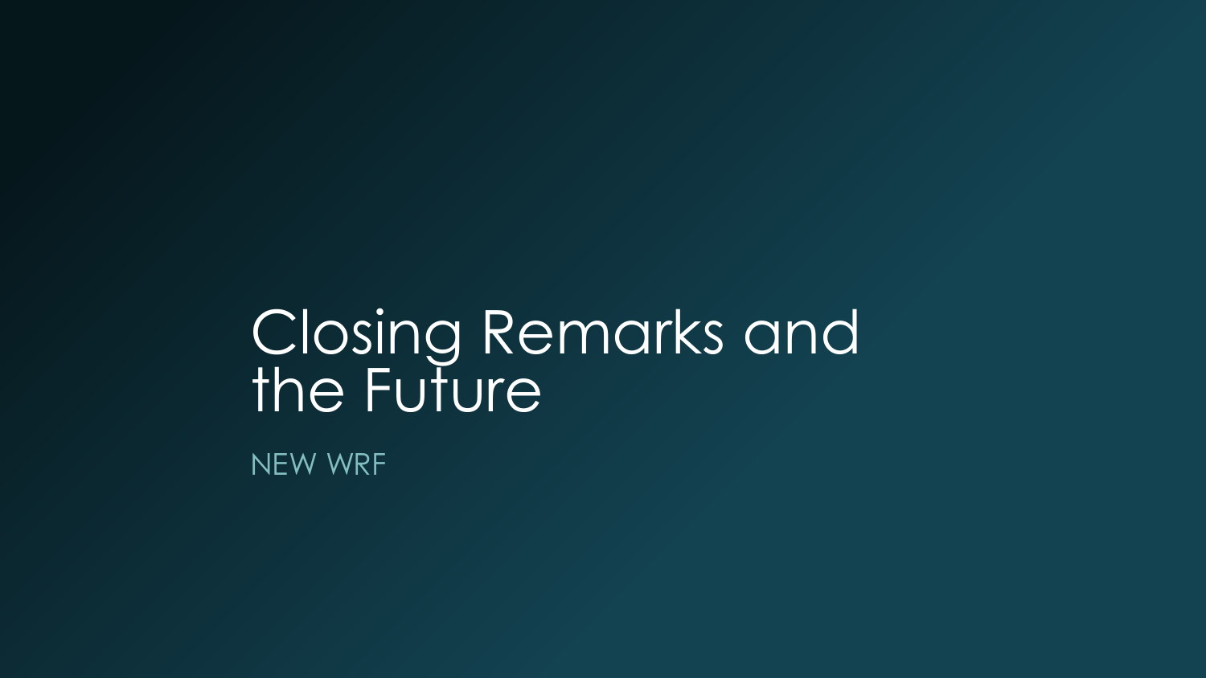# Closing Remarks and the Future

NEW WRF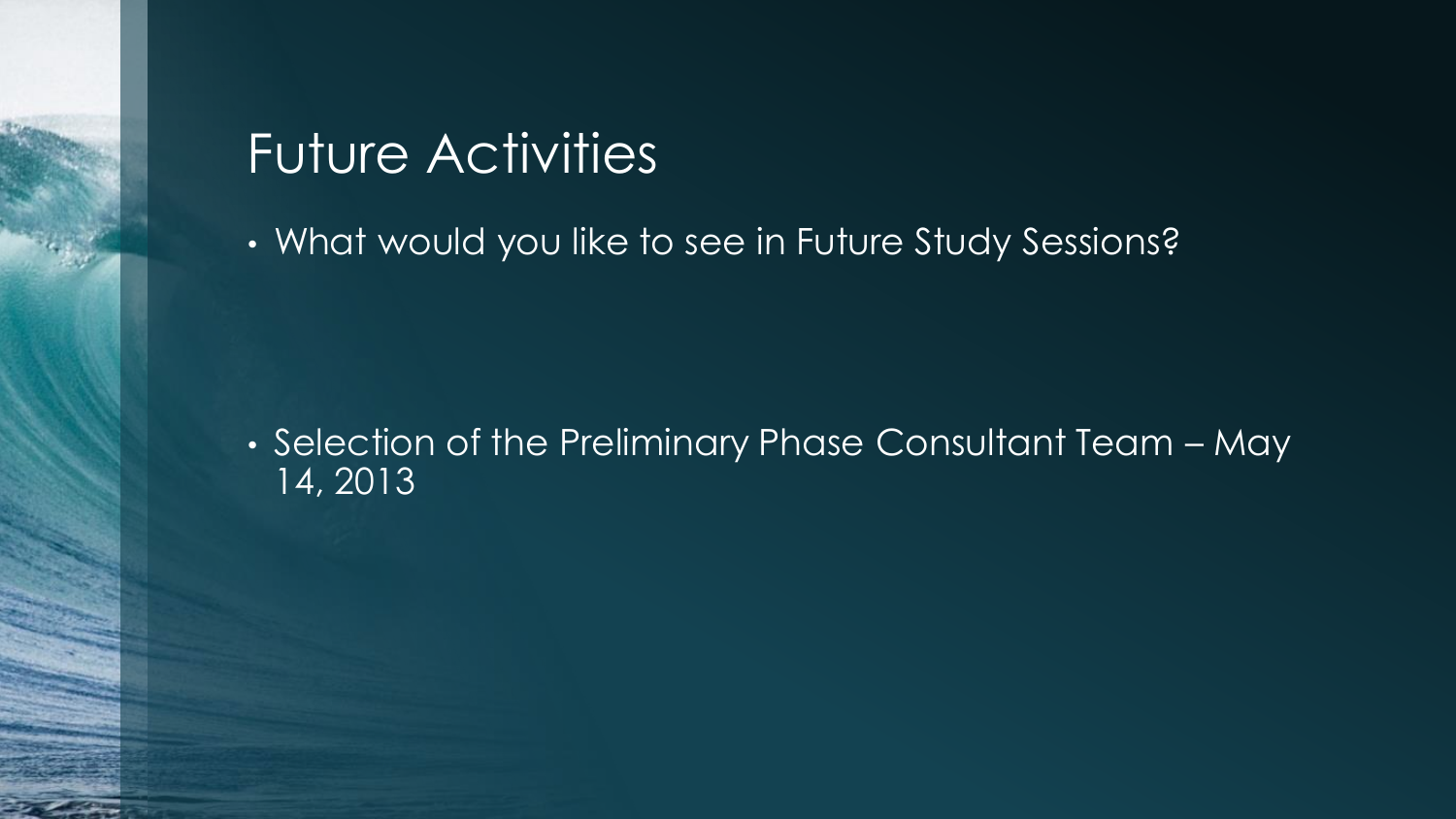# Future Activities

- What would you like to see in Future Study Sessions?

- Selection of the Preliminary Phase Consultant Team – May 14, 2013